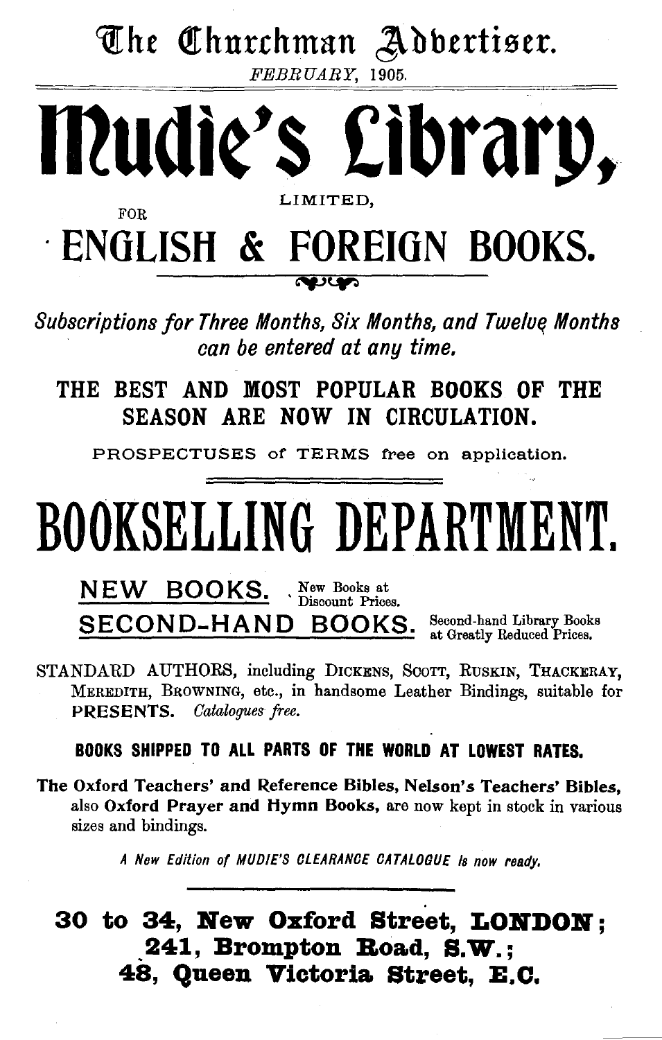# The Churchman Advertiser.

*FEBRUARY, 1905.*

# Mudie's Library,

LIMITED,

FOR

# ENGLISH & FOREIGN BOOKS.

*Subscriptions for Three Months, Six Months, and Twelve Months can be entered at any time.*

**THE BEST AND MOST POPULAR BOOKS OF THE SEASON ARE NOW IN CIRCULATION.**

PROSPECTUSES of TERMS free on application.

# BOOKSELLING DEPARTMENT.

**NEW BOOKS.** New Books at Discount Prices.

**SECOND-HAND BOOKS.** Second-hand Library Books at Greatly Reduced Prices.

STANDARD AUTHORS, including DICKENS, SCOTT, RUSKIN, THACKERAY, MEREDITH, BROWNING, etc., in handsome Leather Bindings, suitable for **PRESENTS.** *Catalogues free.*

**BOOKS SHIPPED TO ALL PARTS OF THE WORLD AT LOWEST RATES.**

**The Oxford Teachers' and Reference Bibles, Nelson's Teachers' Bibles,** also **Oxford Prayer and Hymn Books,** are now kept in stock in various sizes and bindings.

*A New Edition of MUDIE'S CLEARANCE CATALOGUE is now ready.*

**30 to 34, New Oxford Street, LONDON;**
**241, Brompton Road, S.W.;**
**48, Queen Victoria Street, E.C.**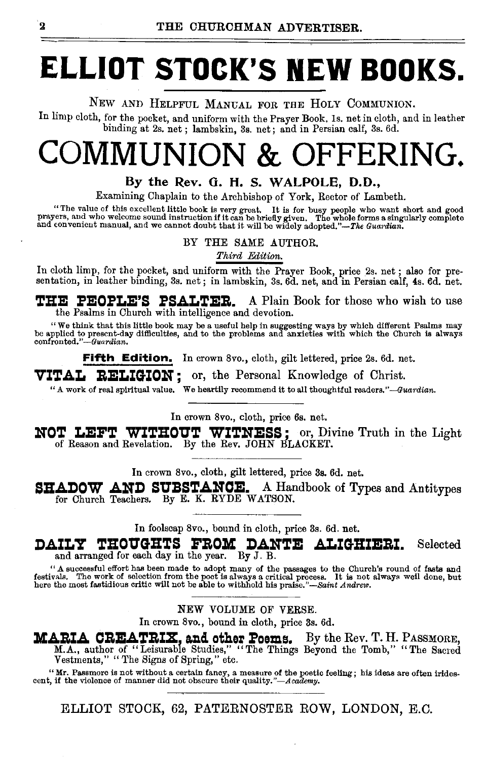# ELLIOT STOCK'S NEW BOOKS.

New and Helpful Manual for the Holy Communion.

In limp cloth, for the pocket, and uniform with the Prayer Book, 1s. net in cloth, and in leather binding at 2s. net; lambskin, 3s. net; and in Persian calf, 3s. 6d.

# COMMUNION & OFFERING.

**By the Rev. G. H. S. WALPOLE, D.D.,**

Examining Chaplain to the Archbishop of York, Rector of Lambeth.

"The value of this excellent little book is very great. It is for busy people who want short and good prayers, and who welcome sound instruction if it can be briefly given. The whole forms a singularly complete and convenient manual, and we cannot doubt that it will be widely adopted."—*The Guardian.*

BY THE SAME AUTHOR.

*Third Edition.*

In cloth limp, for the pocket, and uniform with the Prayer Book, price 2s. net; also for presentation, in leather binding, 3s. net; in lambskin, 3s. 6d. net, and in Persian calf, 4s. 6d. net.

**THE PEOPLE'S PSALTER.** A Plain Book for those who wish to use the Psalms in Church with intelligence and devotion.

"We think that this little book may be a useful help in suggesting ways by which different Psalms may be applied to present-day difficulties, and to the problems and anxieties with which the Church is always confronted."—*Guardian.*

**Fifth Edition.** In crown 8vo., cloth, gilt lettered, price 2s. 6d. net.

**VITAL RELIGION;** or, the Personal Knowledge of Christ.

"A work of real spiritual value. We heartily recommend it to all thoughtful readers."—*Guardian.*

---

In crown 8vo., cloth, price 6s. net.

**NOT LEFT WITHOUT WITNESS;** or, Divine Truth in the Light of Reason and Revelation. By the Rev. JOHN BLACKET.

---

In crown 8vo., cloth, gilt lettered, price 3s. 6d. net.

**SHADOW AND SUBSTANCE.** A Handbook of Types and Antitypes for Church Teachers. By E. K. RYDE WATSON.

---

In foolscap 8vo., bound in cloth, price 3s. 6d. net.

**DAILY THOUGHTS FROM DANTE ALIGHIERI.** Selected and arranged for each day in the year. By J. B.

"A successful effort has been made to adopt many of the passages to the Church's round of fasts and festivals. The work of selection from the poet is always a critical process. It is not always well done, but here the most fastidious critic will not be able to withhold his praise."—*Saint Andrew.*

---

NEW VOLUME OF VERSE.

In crown 8vo., bound in cloth, price 3s. 6d.

**MARIA CREATRIX, and other Poems.** By the Rev. T. H. PASSMORE, M.A., author of "Leisurable Studies," "The Things Beyond the Tomb," "The Sacred Vestments," "The Signs of Spring," etc.

"Mr. Passmore is not without a certain fancy, a measure of the poetic feeling; his ideas are often iridescent, if the violence of manner did not obscure their quality."—*Academy.*

---

ELLIOT STOCK, 62, PATERNOSTER ROW, LONDON, E.C.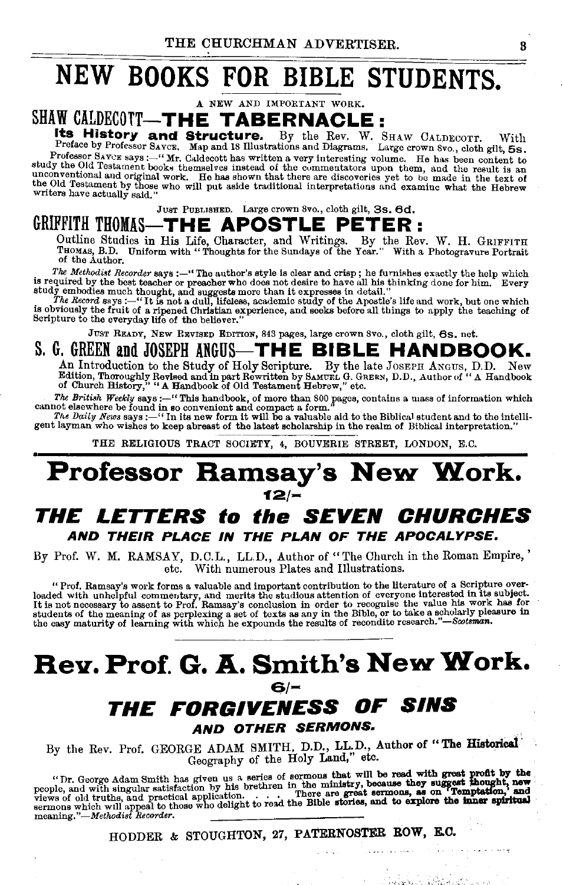# NEW BOOKS FOR BIBLE STUDENTS.

A NEW AND IMPORTANT WORK.

## SHAW CALDECOTT—THE TABERNACLE:

**Its History and Structure.** By the Rev. W. SHAW CALDECOTT. With Preface by Professor SAYCE. Map and 18 Illustrations and Diagrams. Large crown 8vo., cloth gilt, 5s.

Professor SAYCE says:—"Mr. Caldecott has written a very interesting volume. He has been content to study the Old Testament books themselves instead of the commentators upon them, and the result is an unconventional and original work. He has shown that there are discoveries yet to be made in the text of the Old Testament by those who will put aside traditional interpretations and examine what the Hebrew writers have actually said."

JUST PUBLISHED. Large crown 8vo., cloth gilt, 3s. 6d.

## GRIFFITH THOMAS—THE APOSTLE PETER:

Outline Studies in His Life, Character, and Writings. By the Rev. W. H. GRIFFITH THOMAS, B.D. Uniform with "Thoughts for the Sundays of the Year." With a Photogravure Portrait of the Author.

*The Methodist Recorder* says:—"The author's style is clear and crisp; he furnishes exactly the help which is required by the best teacher or preacher who does not desire to have all his thinking done for him. Every study embodies much thought, and suggests more than it expresses in detail."

*The Record* says:—"It is not a dull, lifeless, academic study of the Apostle's life and work, but one which is obviously the fruit of a ripened Christian experience, and seeks before all things to apply the teaching of Scripture to the everyday life of the believer."

JUST READY, NEW REVISED EDITION, 843 pages, large crown 8vo., cloth gilt, 6s. net.

## S. G. GREEN and JOSEPH ANGUS—THE BIBLE HANDBOOK.

An Introduction to the Study of Holy Scripture. By the late JOSEPH ANGUS, D.D. New Edition, Thoroughly Revised and in part Rewritten by SAMUEL G. GREEN, D.D., Author of "A Handbook of Church History," "A Handbook of Old Testament Hebrew," etc.

*The British Weekly* says:—"This handbook, of more than 800 pages, contains a mass of information which cannot elsewhere be found in so convenient and compact a form."

*The Daily News* says:—"In its new form it will be a valuable aid to the Biblical student and to the intelligent layman who wishes to keep abreast of the latest scholarship in the realm of Biblical interpretation."

THE RELIGIOUS TRACT SOCIETY, 4, BOUVERIE STREET, LONDON, E.C.

---

# Professor Ramsay's New Work.

12/-

## *THE LETTERS to the SEVEN CHURCHES*

### *AND THEIR PLACE IN THE PLAN OF THE APOCALYPSE.*

By Prof. W. M. RAMSAY, D.C.L., LL.D., Author of "The Church in the Roman Empire," etc. With numerous Plates and Illustrations.

"Prof. Ramsay's work forms a valuable and important contribution to the literature of a Scripture overloaded with unhelpful commentary, and merits the studious attention of everyone interested in its subject. It is not necessary to assent to Prof. Ramsay's conclusion in order to recognise the value his work has for students of the meaning of as perplexing a set of texts as any in the Bible, or to take a scholarly pleasure in the easy maturity of learning with which he expounds the results of recondite research."—*Scotsman.*

---

# Rev. Prof. G. A. Smith's New Work.

6/-

## *THE FORGIVENESS OF SINS*

### *AND OTHER SERMONS.*

By the Rev. Prof. GEORGE ADAM SMITH, D.D., LL.D., Author of "The Historical Geography of the Holy Land," etc.

"Dr. George Adam Smith has given us a series of sermons that will be read with great profit by the people, and with singular satisfaction by his brethren in the ministry, because they suggest thought, new views of old truths, and practical application. . . . There are great sermons, as on 'Temptation,' and sermons which will appeal to those who delight to read the Bible stories, and to explore the inner spiritual meaning."—*Methodist Recorder.*

HODDER & STOUGHTON, 27, PATERNOSTER ROW, E.C.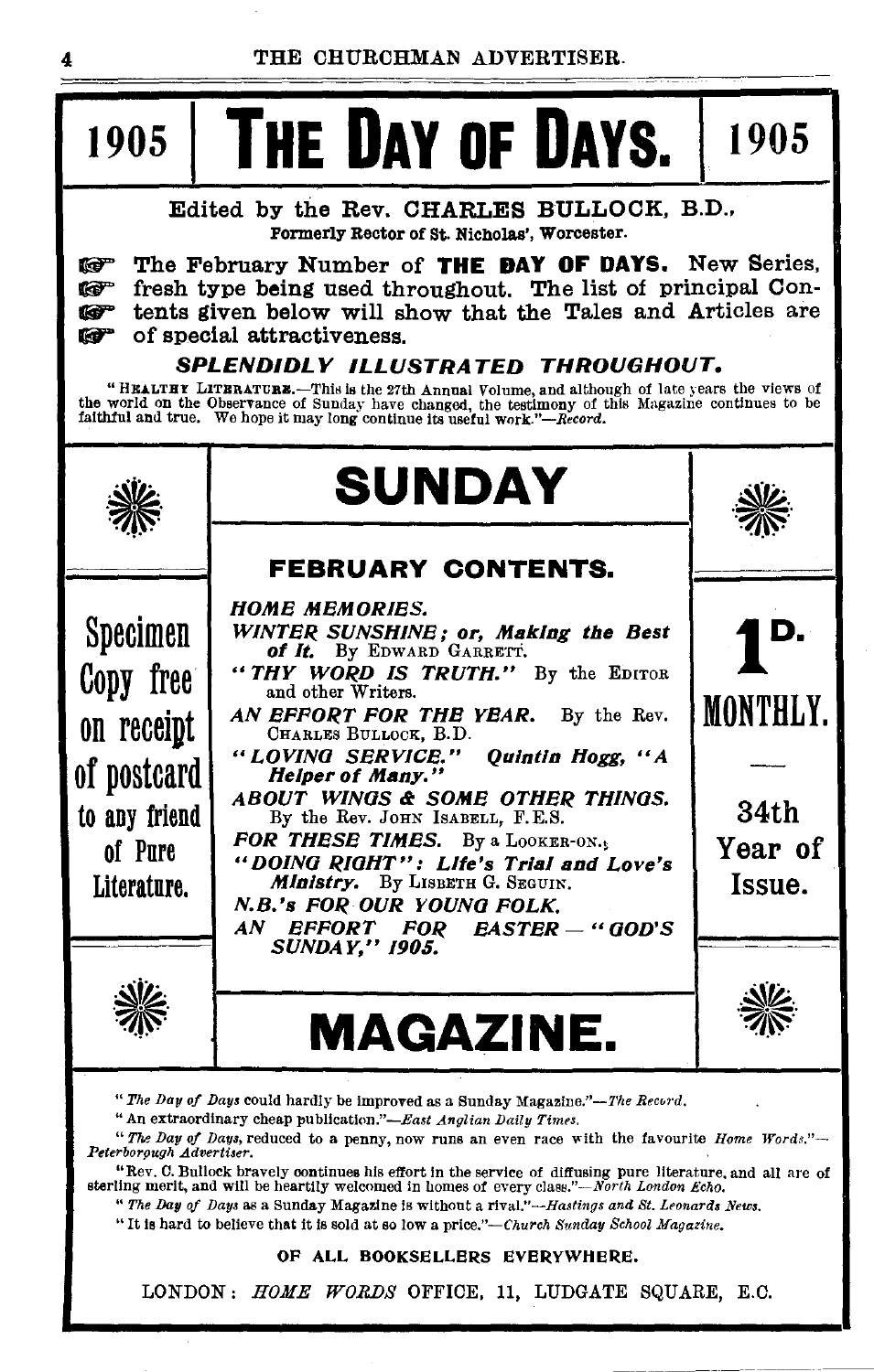# 1905 | THE DAY OF DAYS. | 1905

Edited by the Rev. CHARLES BULLOCK, B.D.,
Formerly Rector of St. Nicholas', Worcester.

The February Number of **THE DAY OF DAYS.** New Series, fresh type being used throughout. The list of principal Contents given below will show that the Tales and Articles are of special attractiveness.

***SPLENDIDLY ILLUSTRATED THROUGHOUT.***

"HEALTHY LITERATURE.—This is the 27th Annual Volume, and although of late years the views of the world on the Observance of Sunday have changed, the testimony of this Magazine continues to be faithful and true. We hope it may long continue its useful work."—*Record.*

## SUNDAY

### FEBRUARY CONTENTS.

*HOME MEMORIES.*

*WINTER SUNSHINE; or, Making the Best of It.* By EDWARD GARRETT.

*"THY WORD IS TRUTH."* By the EDITOR and other Writers.

*AN EFFORT FOR THE YEAR.* By the Rev. CHARLES BULLOCK, B.D.

*"LOVING SERVICE." Quintin Hogg, "A Helper of Many."*

*ABOUT WINGS & SOME OTHER THINGS.* By the Rev. JOHN ISABELL, F.E.S.

*FOR THESE TIMES.* By a LOOKER-ON.

*"DOING RIGHT": Life's Trial and Love's Ministry.* By LISBETH G. SEGUIN.

*N.B.'s FOR OUR YOUNG FOLK.*

*AN EFFORT FOR EASTER — "GOD'S SUNDAY," 1905.*

## MAGAZINE.

Specimen Copy free on receipt of postcard to any friend of Pure Literature.

1D. MONTHLY.

34th Year of Issue.

"*The Day of Days* could hardly be improved as a Sunday Magazine."—*The Record.*

"An extraordinary cheap publication."—*East Anglian Daily Times.*

"*The Day of Days,* reduced to a penny, now runs an even race with the favourite *Home Words.*"—*Peterborough Advertiser.*

"Rev. C. Bullock bravely continues his effort in the service of diffusing pure literature, and all are of sterling merit, and will be heartily welcomed in homes of every class."—*North London Echo.*

"*The Day of Days* as a Sunday Magazine is without a rival."—*Hastings and St. Leonards News.*

"It is hard to believe that it is sold at so low a price."—*Church Sunday School Magazine.*

OF ALL BOOKSELLERS EVERYWHERE.

LONDON: *HOME WORDS* OFFICE, 11, LUDGATE SQUARE, E.C.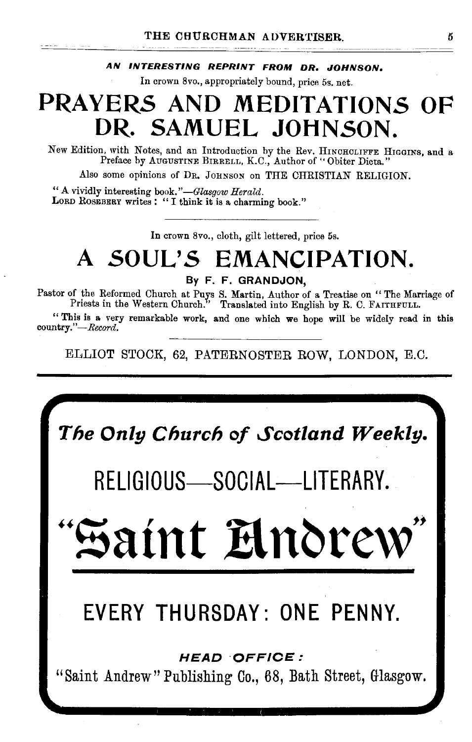**AN INTERESTING REPRINT FROM DR. JOHNSON.**

In crown 8vo., appropriately bound, price 5s. net.

# PRAYERS AND MEDITATIONS OF DR. SAMUEL JOHNSON.

New Edition, with Notes, and an Introduction by the Rev. HINCHCLIFFE HIGGINS, and a Preface by AUGUSTINE BIRRELL, K.C., Author of "Obiter Dicta."

Also some opinions of DR. JOHNSON on THE CHRISTIAN RELIGION.

"A vividly interesting book."—*Glasgow Herald.*
LORD ROSEBERY writes: "I think it is a charming book."

---

In crown 8vo., cloth, gilt lettered, price 5s.

# A SOUL'S EMANCIPATION.

By F. F. GRANDJON,

Pastor of the Reformed Church at Puys S. Martin, Author of a Treatise on "The Marriage of Priests in the Western Church." Translated into English by R. C. FAITHFULL.

"This is a very remarkable work, and one which we hope will be widely read in this country."—*Record.*

---

ELLIOT STOCK, 62, PATERNOSTER ROW, LONDON, E.C.

---

*The Only Church of Scotland Weekly.*

RELIGIOUS—SOCIAL—LITERARY.

# "Saint Andrew"

EVERY THURSDAY: ONE PENNY.

**HEAD OFFICE:**

"Saint Andrew" Publishing Co., 68, Bath Street, Glasgow.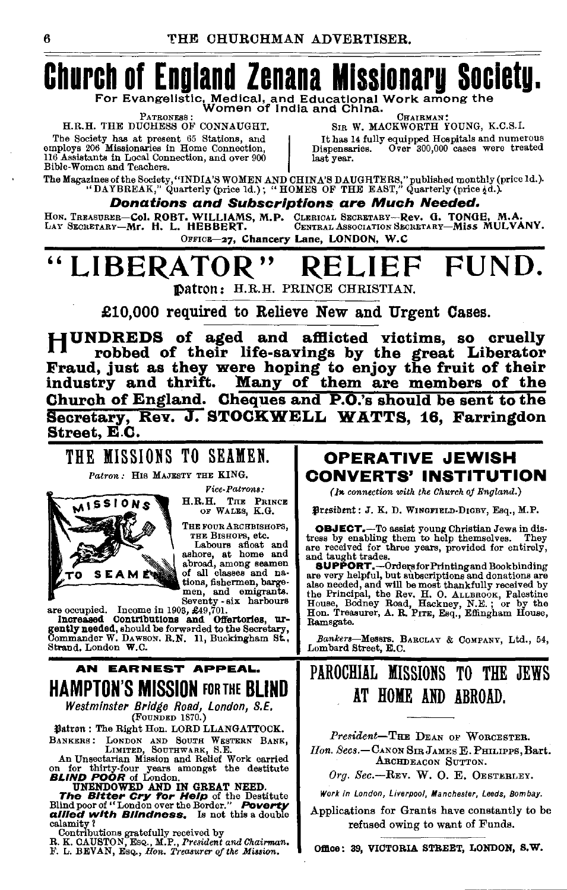# Church of England Zenana Missionary Society.

**For Evangelistic, Medical, and Educational Work among the Women of India and China.**

PATRONESS: H.R.H. THE DUCHESS OF CONNAUGHT.

The Society has at present 65 Stations, and employs 206 Missionaries in Home Connection, 116 Assistants in Local Connection, and over 900 Bible-Women and Teachers.

CHAIRMAN: SIR W. MACKWORTH YOUNG, K.C.S.I.

It has 14 fully equipped Hospitals and numerous Dispensaries. Over 300,000 cases were treated last year.

The Magazines of the Society, "INDIA'S WOMEN AND CHINA'S DAUGHTERS," published monthly (price 1d.). "DAYBREAK," Quarterly (price 1d.); "HOMES OF THE EAST," Quarterly (price ½d.).

***Donations and Subscriptions are Much Needed.***

HON. TREASURER—**Col. ROBT. WILLIAMS, M.P.** CLERICAL SECRETARY—**Rev. G. TONGE, M.A.**
LAY SECRETARY—**Mr. H. L. HEBBERT.** CENTRAL ASSOCIATION SECRETARY—**Miss MULVANY.**

OFFICE—**27, Chancery Lane, LONDON, W.C**

# "LIBERATOR" RELIEF FUND.

**Patron:** H.R.H. PRINCE CHRISTIAN.

**£10,000 required to Relieve New and Urgent Cases.**

**HUNDREDS of aged and afflicted victims, so cruelly robbed of their life-savings by the great Liberator Fraud, just as they were hoping to enjoy the fruit of their industry and thrift. Many of them are members of the Church of England. Cheques and P.O.'s should be sent to the Secretary, Rev. J. STOCKWELL WATTS, 16, Farringdon Street, E.C.**

## THE MISSIONS TO SEAMEN.

*Patron:* HIS MAJESTY THE KING.

*Vice-Patrons:* H.R.H. THE PRINCE OF WALES, K.G. THE FOUR ARCHBISHOPS, THE BISHOPS, etc.

Labours afloat and ashore, at home and abroad, among seamen of all classes and nations, fishermen, bargemen, and emigrants. Seventy-six harbours are occupied. Income in 1903, £49,701.

**Increased Contributions and Offertories, urgently needed,** should be forwarded to the Secretary, Commander W. DAWSON, R.N. 11, Buckingham St., Strand, London W.C.

## OPERATIVE JEWISH CONVERTS' INSTITUTION

*(In connection with the Church of England.)*

**President:** J. K. D. WINGFIELD-DIGBY, Esq., M.P.

**OBJECT.**—To assist young Christian Jews in distress by enabling them to help themselves. They are received for three years, provided for entirely, and taught trades.

**SUPPORT.**—Orders for Printing and Bookbinding are very helpful, but subscriptions and donations are also needed, and will be most thankfully received by the Principal, the Rev. H. O. ALLBROOK, Palestine House, Bodney Road, Hackney, N.E.; or by the Hon. Treasurer, A. R. PITE, Esq., Effingham House, Ramsgate.

*Bankers*—Messrs. BARCLAY & COMPANY, Ltd., 54, Lombard Street, E.C.

**AN EARNEST APPEAL.**

## HAMPTON'S MISSION FOR THE BLIND

*Westminster Bridge Road, London, S.E.*

(FOUNDED 1870.)

**Patron:** The Right Hon. LORD LLANGATTOCK.

BANKERS: LONDON AND SOUTH WESTERN BANK, LIMITED, SOUTHWARK, S.E.

An Unsectarian Mission and Relief Work carried on for thirty-four years amongst the destitute ***BLIND POOR*** of London.

**UNENDOWED AND IN GREAT NEED.**

***The Bitter Cry for Help*** of the Destitute Blind poor of "London over the Border." ***Poverty allied with Blindness.*** Is not this a double calamity?

Contributions gratefully received by
R. K. CAUSTON, ESQ., M.P., *President and Chairman.*
F. L. BEVAN, ESQ., *Hon. Treasurer of the Mission.*

## PAROCHIAL MISSIONS TO THE JEWS AT HOME AND ABROAD.

*President*—THE DEAN OF WORCESTER.

*Hon. Secs.*—CANON SIR JAMES E. PHILIPPS, Bart. ARCHDEACON SUTTON.

*Org. Sec.*—REV. W. O. E. OESTERLEY.

*Work in London, Liverpool, Manchester, Leeds, Bombay.*

Applications for Grants have constantly to be refused owing to want of Funds.

**Office: 39, VICTORIA STREET, LONDON, S.W.**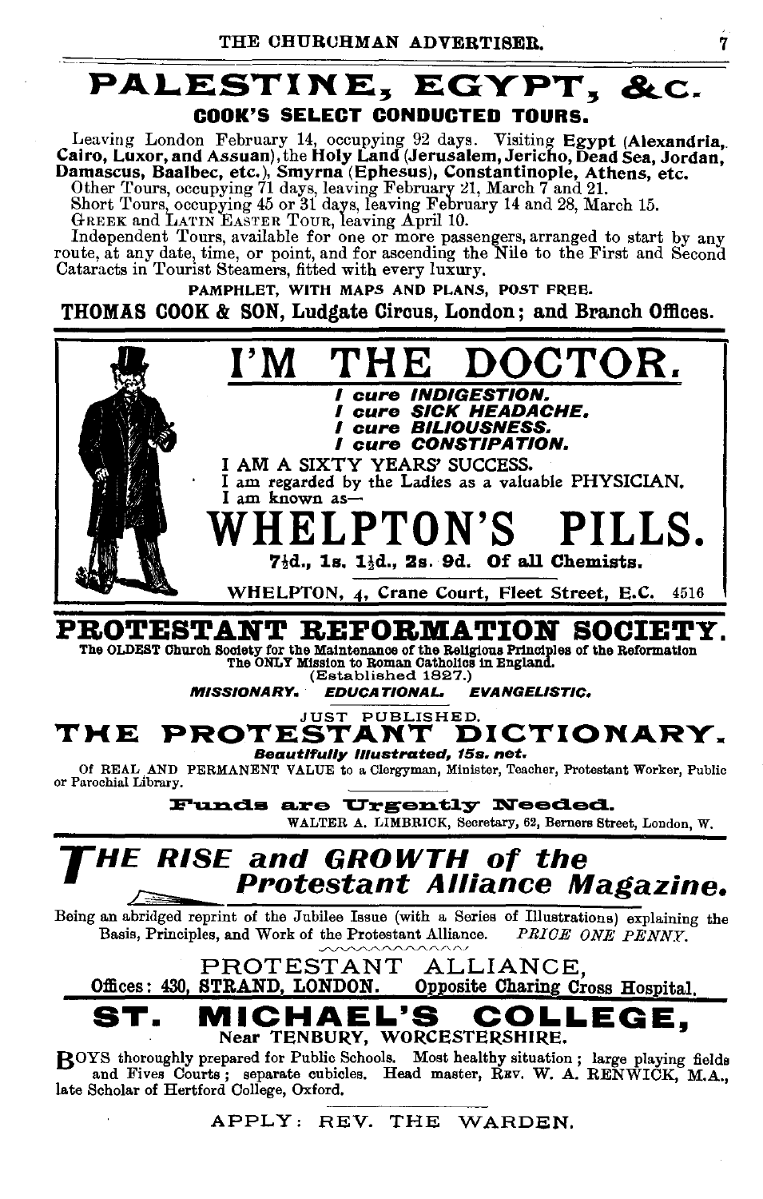# PALESTINE, EGYPT, &c.

## COOK'S SELECT CONDUCTED TOURS.

Leaving London February 14, occupying 92 days. Visiting **Egypt (Alexandria, Cairo, Luxor, and Assuan)**, the **Holy Land (Jerusalem, Jericho, Dead Sea, Jordan, Damascus, Baalbec, etc.), Smyrna (Ephesus), Constantinople, Athens, etc.**

Other Tours, occupying 71 days, leaving February 21, March 7 and 21.

Short Tours, occupying 45 or 31 days, leaving February 14 and 28, March 15.

GREEK and LATIN EASTER TOUR, leaving April 10.

Independent Tours, available for one or more passengers, arranged to start by any route, at any date, time, or point, and for ascending the Nile to the First and Second Cataracts in Tourist Steamers, fitted with every luxury.

PAMPHLET, WITH MAPS AND PLANS, POST FREE.

**THOMAS COOK & SON, Ludgate Circus, London; and Branch Offices.**

---

# I'M THE DOCTOR.

***I cure INDIGESTION.***
***I cure SICK HEADACHE.***
***I cure BILIOUSNESS.***
***I cure CONSTIPATION.***

I AM A SIXTY YEARS' SUCCESS.
I am regarded by the Ladies as a valuable PHYSICIAN.
I am known as—

# WHELPTON'S PILLS.

**7½d., 1s. 1½d., 2s. 9d. Of all Chemists.**

WHELPTON, 4, Crane Court, Fleet Street, E.C. 4516

---

# PROTESTANT REFORMATION SOCIETY.

**The OLDEST Church Society for the Maintenance of the Religious Principles of the Reformation**
**The ONLY Mission to Roman Catholics in England.**
(Established 1827.)

***MISSIONARY. EDUCATIONAL. EVANGELISTIC.***

JUST PUBLISHED.

## THE PROTESTANT DICTIONARY.

***Beautifully Illustrated, 15s. net.***

Of REAL AND PERMANENT VALUE to a Clergyman, Minister, Teacher, Protestant Worker, Public or Parochial Library.

**Funds are Urgently Needed.**

WALTER A. LIMBRICK, Secretary, 62, Berners Street, London, W.

---

# *THE RISE and GROWTH of the Protestant Alliance Magazine.*

Being an abridged reprint of the Jubilee Issue (with a Series of Illustrations) explaining the Basis, Principles, and Work of the Protestant Alliance. *PRICE ONE PENNY.*

PROTESTANT ALLIANCE,
**Offices: 430, STRAND, LONDON. Opposite Charing Cross Hospital.**

---

# ST. MICHAEL'S COLLEGE,

**Near TENBURY, WORCESTERSHIRE.**

BOYS thoroughly prepared for Public Schools. Most healthy situation; large playing fields and Fives Courts; separate cubicles. Head master, REV. W. A. RENWICK, M.A., late Scholar of Hertford College, Oxford.

APPLY: REV. THE WARDEN.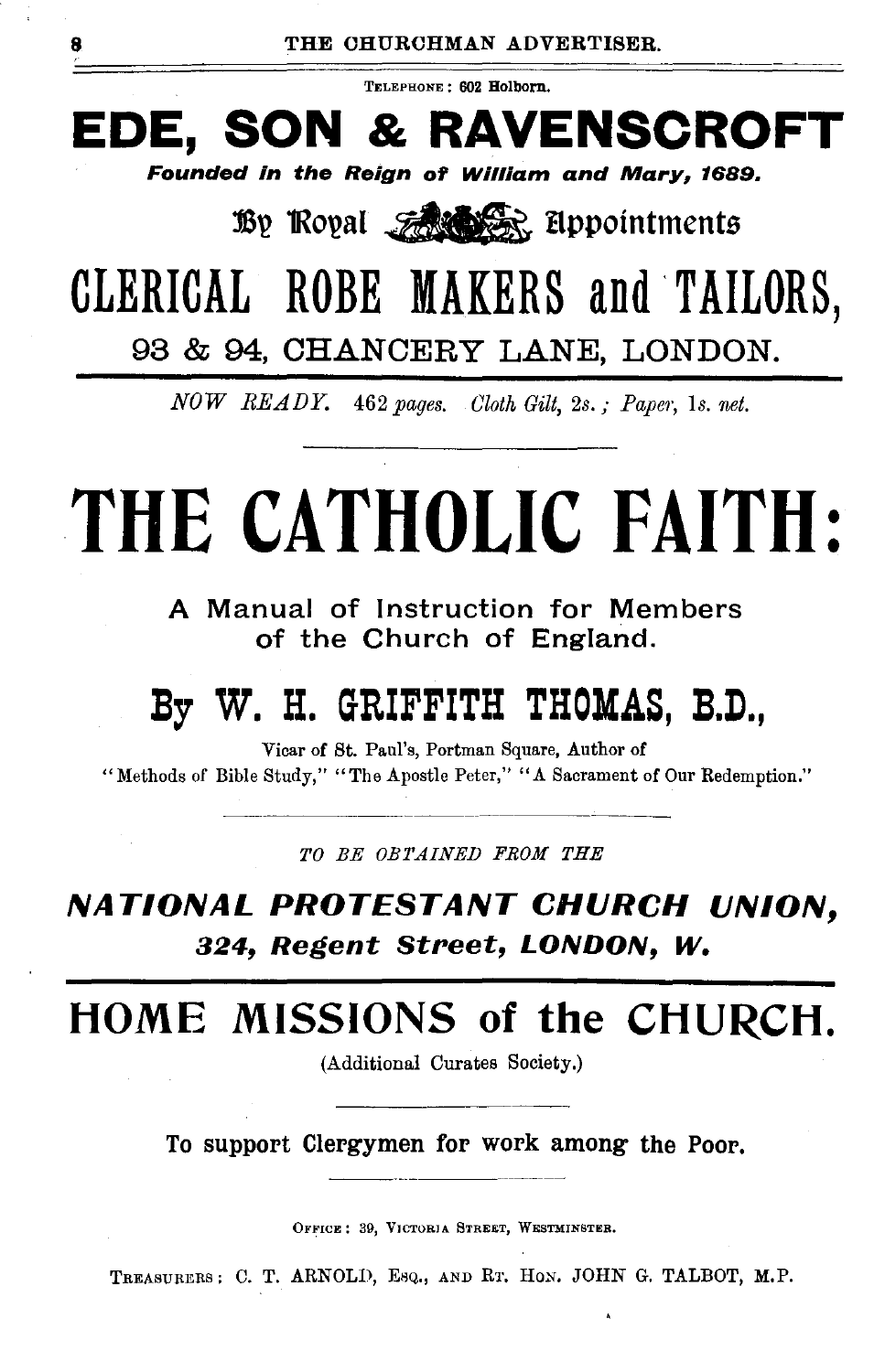TELEPHONE: 602 Holborn.

# EDE, SON & RAVENSCROFT

***Founded in the Reign of William and Mary, 1689.***

By Royal Appointments

# CLERICAL ROBE MAKERS and TAILORS,

## 93 & 94, CHANCERY LANE, LONDON.

---

*NOW READY.* 462 *pages.* *Cloth Gilt,* 2*s.*; *Paper,* 1*s. net.*

# THE CATHOLIC FAITH:

## A Manual of Instruction for Members of the Church of England.

## By W. H. GRIFFITH THOMAS, B.D.,

Vicar of St. Paul's, Portman Square, Author of "Methods of Bible Study," "The Apostle Peter," "A Sacrament of Our Redemption."

*TO BE OBTAINED FROM THE*

## *NATIONAL PROTESTANT CHURCH UNION,*

***324, Regent Street, LONDON, W.***

---

# HOME MISSIONS of the CHURCH.

(Additional Curates Society.)

**To support Clergymen for work among the Poor.**

OFFICE: 39, VICTORIA STREET, WESTMINSTER.

TREASURERS: C. T. ARNOLD, ESQ., AND RT. HON. JOHN G. TALBOT, M.P.